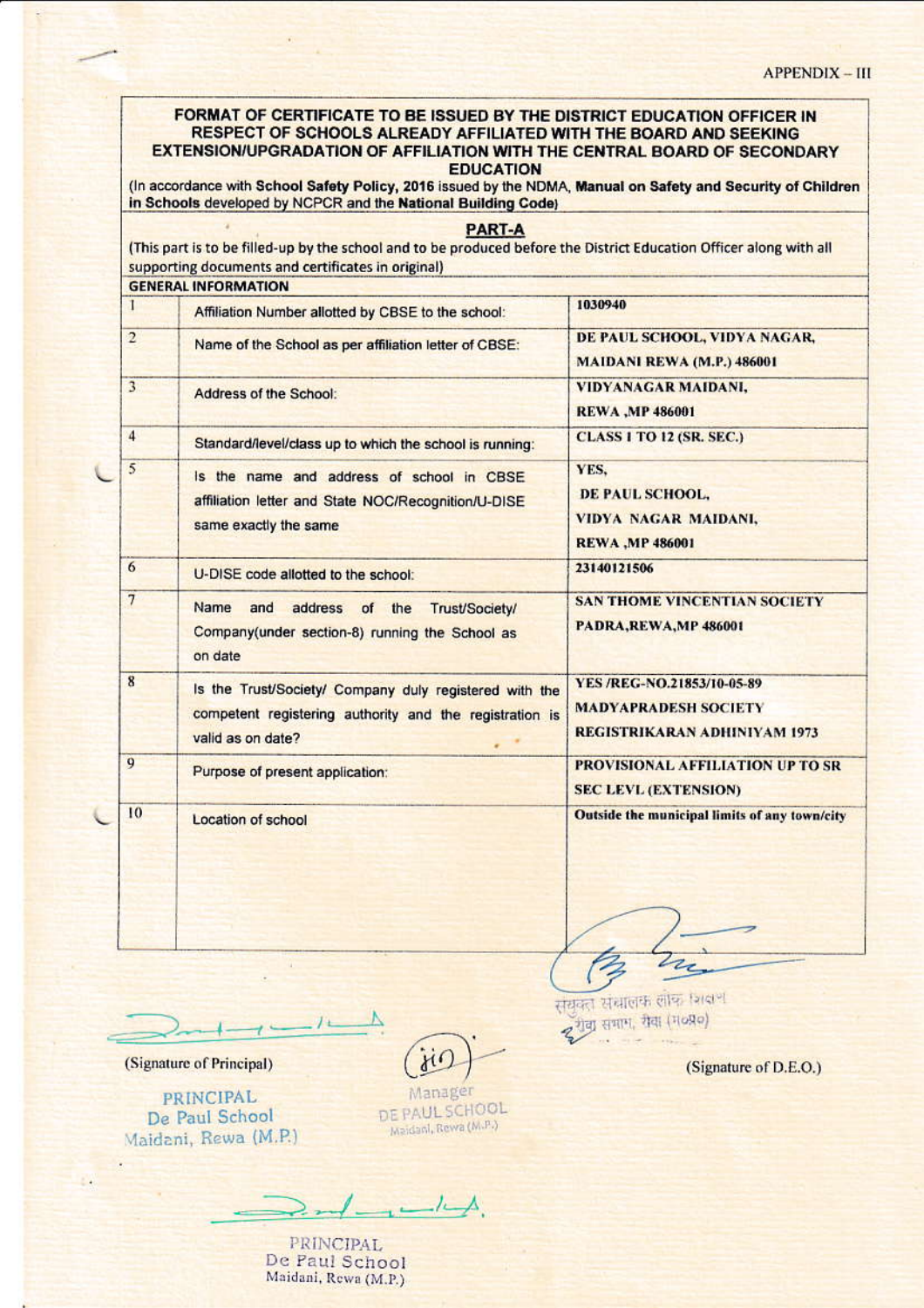APPENDIX – III

# FORMAT OF CERTIFICATE TO BE ISSUED BY THE DISTRICT EDUCATION OFFICER IN RESPECT OF SCHOOLS ALREADY AFFILIATED WITH THE BOARD AND SEEKING EXTENSION/UPGRADATION OF AFFILIATION WITH THE CENTRAL BOARD OF SECONDARY EDUCATION

(In accordance with **School Safety Policy, 2016** issued by the NDMA, **Manual on Safety and Security of Children in Schools** developed by NCPCR and the **National Building Code**)

## PART-A

(This part is to be filled-up by the school and to be produced before the District Education Officer along with all supporting documents and certificates in original)

**GENERAL INFORMATION**

| | | |
|---|---|---|
| 1 | Affiliation Number allotted by CBSE to the school: | 1030940 |
| 2 | Name of the School as per affiliation letter of CBSE: | DE PAUL SCHOOL, VIDYA NAGAR, MAIDANI REWA (M.P.) 486001 |
| 3 | Address of the School: | VIDYANAGAR MAIDANI, REWA ,MP 486001 |
| 4 | Standard/level/class up to which the school is running: | CLASS 1 TO 12 (SR. SEC.) |
| 5 | Is the name and address of school in CBSE affiliation letter and State NOC/Recognition/U-DISE same exactly the same | YES, DE PAUL SCHOOL, VIDYA NAGAR MAIDANI, REWA ,MP 486001 |
| 6 | U-DISE code allotted to the school: | 23140121506 |
| 7 | Name and address of the Trust/Society/ Company(under section-8) running the School as on date | SAN THOME VINCENTIAN SOCIETY PADRA,REWA,MP 486001 |
| 8 | Is the Trust/Society/ Company duly registered with the competent registering authority and the registration is valid as on date? | YES /REG-NO.21853/10-05-89 MADYAPRADESH SOCIETY REGISTRIKARAN ADHINIYAM 1973 |
| 9 | Purpose of present application: | PROVISIONAL AFFILIATION UP TO SR SEC LEVL (EXTENSION) |
| 10 | Location of school | Outside the municipal limits of any town/city |

(Signature of Principal)

PRINCIPAL
De Paul School
Maidani, Rewa (M.P.)

Manager
DE PAUL SCHOOL
Maidani, Rewa (M.P.)

संयुक्त संचालक लोक शिक्षण
रीवा संभाग, रीवा (म०प्र०)

(Signature of D.E.O.)

PRINCIPAL
De Paul School
Maidani, Rewa (M.P.)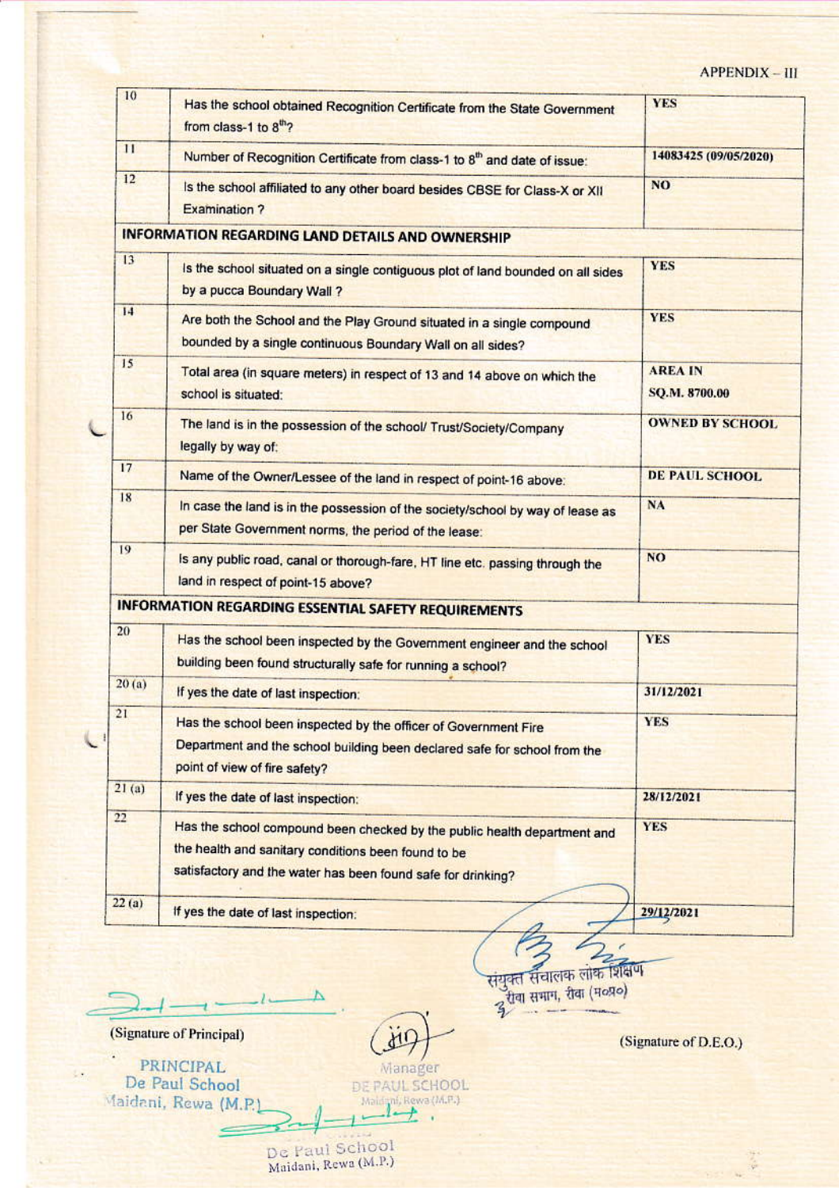APPENDIX – III

| | | |
|---|---|---|
| 10 | Has the school obtained Recognition Certificate from the State Government from class-1 to 8th? | YES |
| 11 | Number of Recognition Certificate from class-1 to 8th and date of issue: | 14083425 (09/05/2020) |
| 12 | Is the school affiliated to any other board besides CBSE for Class-X or XII Examination ? | NO |
| | **INFORMATION REGARDING LAND DETAILS AND OWNERSHIP** | |
| 13 | Is the school situated on a single contiguous plot of land bounded on all sides by a pucca Boundary Wall ? | YES |
| 14 | Are both the School and the Play Ground situated in a single compound bounded by a single continuous Boundary Wall on all sides? | YES |
| 15 | Total area (in square meters) in respect of 13 and 14 above on which the school is situated: | AREA IN SQ.M. 8700.00 |
| 16 | The land is in the possession of the school/ Trust/Society/Company legally by way of: | OWNED BY SCHOOL |
| 17 | Name of the Owner/Lessee of the land in respect of point-16 above: | DE PAUL SCHOOL |
| 18 | In case the land is in the possession of the society/school by way of lease as per State Government norms, the period of the lease: | NA |
| 19 | Is any public road, canal or thorough-fare, HT line etc. passing through the land in respect of point-15 above? | NO |
| | **INFORMATION REGARDING ESSENTIAL SAFETY REQUIREMENTS** | |
| 20 | Has the school been inspected by the Government engineer and the school building been found structurally safe for running a school? | YES |
| 20 (a) | If yes the date of last inspection: | 31/12/2021 |
| 21 | Has the school been inspected by the officer of Government Fire Department and the school building been declared safe for school from the point of view of fire safety? | YES |
| 21 (a) | If yes the date of last inspection: | 28/12/2021 |
| 22 | Has the school compound been checked by the public health department and the health and sanitary conditions been found to be satisfactory and the water has been found safe for drinking? | YES |
| 22 (a) | If yes the date of last inspection: | 29/12/2021 |

(Signature of Principal)

PRINCIPAL
De Paul School
Maidani, Rewa (M.P.)

Manager
DE PAUL SCHOOL
Maidani, Rewa (M.P.)

De Paul School
Maidani, Rewa (M.P.)

संयुक्त संचालक लोक शिक्षण
रीवा संभाग, रीवा (म०प्र०)

(Signature of D.E.O.)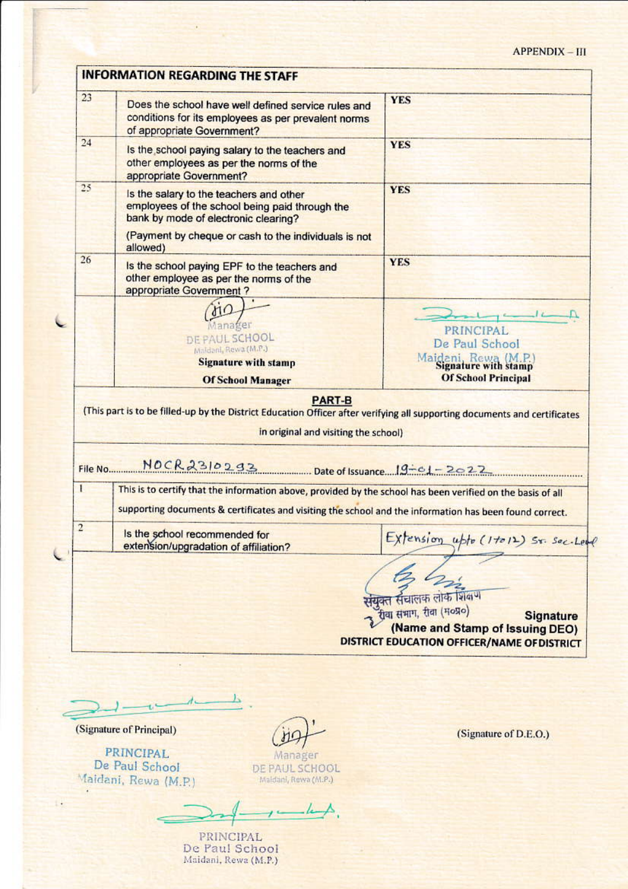APPENDIX – III

| INFORMATION REGARDING THE STAFF | | |
|---|---|---|
| 23 | Does the school have well defined service rules and conditions for its employees as per prevalent norms of appropriate Government? | YES |
| 24 | Is the school paying salary to the teachers and other employees as per the norms of the appropriate Government? | YES |
| 25 | Is the salary to the teachers and other employees of the school being paid through the bank by mode of electronic clearing? (Payment by cheque or cash to the individuals is not allowed) | YES |
| 26 | Is the school paying EPF to the teachers and other employee as per the norms of the appropriate Government ? | YES |
| | Manager DE PAUL SCHOOL Maidani, Rewa (M.P.) **Signature with stamp Of School Manager** | PRINCIPAL De Paul School Maidani, Rewa (M.P.) **Signature with stamp Of School Principal** |

**PART-B**

(This part is to be filled-up by the District Education Officer after verifying all supporting documents and certificates in original and visiting the school)

File No. NOCR2310293 Date of Issuance 19-01-2022

| | | |
|---|---|---|
| 1 | This is to certify that the information above, provided by the school has been verified on the basis of all supporting documents & certificates and visiting the school and the information has been found correct. | |
| 2 | Is the school recommended for extension/upgradation of affiliation? | Extension upto (1 to 12) Sr. Sec. Level |

संयुक्त संचालक लोक शिक्षण
रीवा संभाग, रीवा (म०प्र०)

**Signature**
**(Name and Stamp of Issuing DEO)**
**DISTRICT EDUCATION OFFICER/NAME OF DISTRICT**

(Signature of Principal)

PRINCIPAL
De Paul School
Maidani, Rewa (M.P.)

Manager
DE PAUL SCHOOL
Maidani, Rewa (M.P.)

(Signature of D.E.O.)

PRINCIPAL
De Paul School
Maidani, Rewa (M.P.)